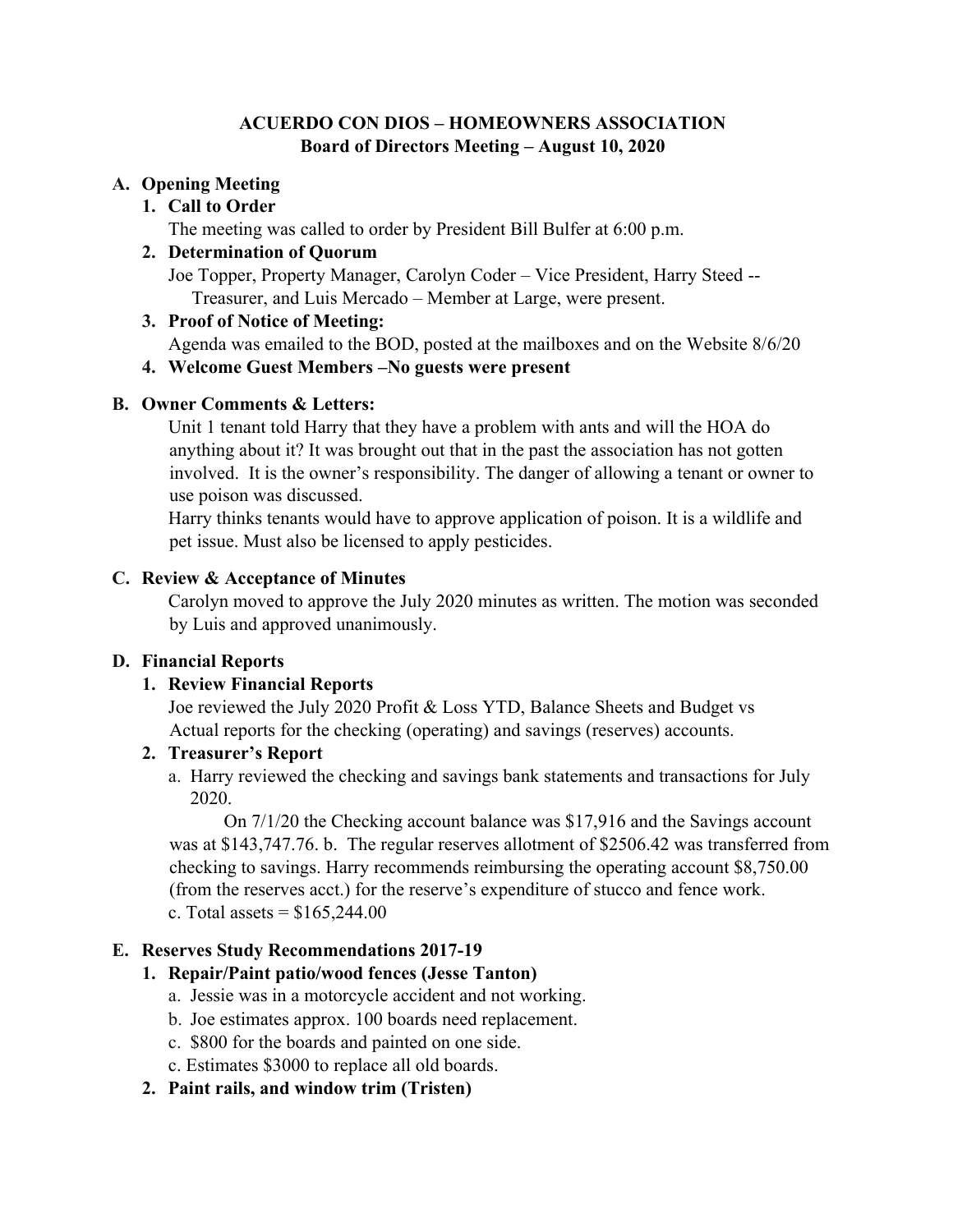**ACUERDO CON DIOS – HOMEOWNERS ASSOCIATION**
**Board of Directors Meeting – August 10, 2020**

**A. Opening Meeting**

**1. Call to Order**

The meeting was called to order by President Bill Bulfer at 6:00 p.m.

**2. Determination of Quorum**

Joe Topper, Property Manager, Carolyn Coder – Vice President, Harry Steed -- Treasurer, and Luis Mercado – Member at Large, were present.

**3. Proof of Notice of Meeting:**

Agenda was emailed to the BOD, posted at the mailboxes and on the Website 8/6/20

**4. Welcome Guest Members –No guests were present**

**B. Owner Comments & Letters:**

Unit 1 tenant told Harry that they have a problem with ants and will the HOA do anything about it? It was brought out that in the past the association has not gotten involved. It is the owner's responsibility. The danger of allowing a tenant or owner to use poison was discussed.

Harry thinks tenants would have to approve application of poison. It is a wildlife and pet issue. Must also be licensed to apply pesticides.

**C. Review & Acceptance of Minutes**

Carolyn moved to approve the July 2020 minutes as written. The motion was seconded by Luis and approved unanimously.

**D. Financial Reports**

**1. Review Financial Reports**

Joe reviewed the July 2020 Profit & Loss YTD, Balance Sheets and Budget vs Actual reports for the checking (operating) and savings (reserves) accounts.

**2. Treasurer's Report**

a. Harry reviewed the checking and savings bank statements and transactions for July 2020.

On 7/1/20 the Checking account balance was $17,916 and the Savings account was at $143,747.76. b. The regular reserves allotment of $2506.42 was transferred from checking to savings. Harry recommends reimbursing the operating account $8,750.00 (from the reserves acct.) for the reserve's expenditure of stucco and fence work.

c. Total assets = $165,244.00

**E. Reserves Study Recommendations 2017-19**

**1. Repair/Paint patio/wood fences (Jesse Tanton)**

a. Jessie was in a motorcycle accident and not working.

b. Joe estimates approx. 100 boards need replacement.

c. $800 for the boards and painted on one side.

c. Estimates $3000 to replace all old boards.

**2. Paint rails, and window trim (Tristen)**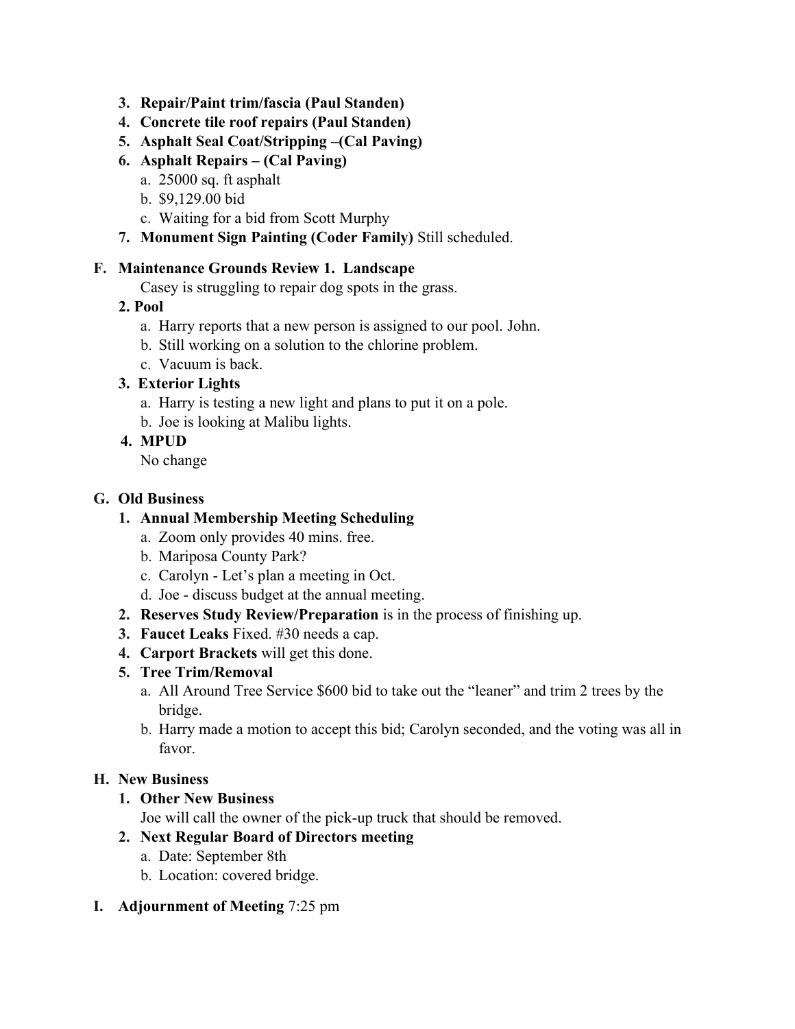3. **Repair/Paint trim/fascia (Paul Standen)**
4. **Concrete tile roof repairs (Paul Standen)**
5. **Asphalt Seal Coat/Stripping –(Cal Paving)**
6. **Asphalt Repairs – (Cal Paving)**
   a. 25000 sq. ft asphalt
   b. $9,129.00 bid
   c. Waiting for a bid from Scott Murphy
7. **Monument Sign Painting (Coder Family)** Still scheduled.

**F. Maintenance Grounds Review 1. Landscape**

Casey is struggling to repair dog spots in the grass.

**2. Pool**

a. Harry reports that a new person is assigned to our pool. John.
b. Still working on a solution to the chlorine problem.
c. Vacuum is back.

**3. Exterior Lights**

a. Harry is testing a new light and plans to put it on a pole.
b. Joe is looking at Malibu lights.

**4. MPUD**

No change

**G. Old Business**

1. **Annual Membership Meeting Scheduling**
   a. Zoom only provides 40 mins. free.
   b. Mariposa County Park?
   c. Carolyn - Let's plan a meeting in Oct.
   d. Joe - discuss budget at the annual meeting.
2. **Reserves Study Review/Preparation** is in the process of finishing up.
3. **Faucet Leaks** Fixed. #30 needs a cap.
4. **Carport Brackets** will get this done.
5. **Tree Trim/Removal**
   a. All Around Tree Service $600 bid to take out the "leaner" and trim 2 trees by the bridge.
   b. Harry made a motion to accept this bid; Carolyn seconded, and the voting was all in favor.

**H. New Business**

1. **Other New Business**
   Joe will call the owner of the pick-up truck that should be removed.
2. **Next Regular Board of Directors meeting**
   a. Date: September 8th
   b. Location: covered bridge.

**I. Adjournment of Meeting** 7:25 pm